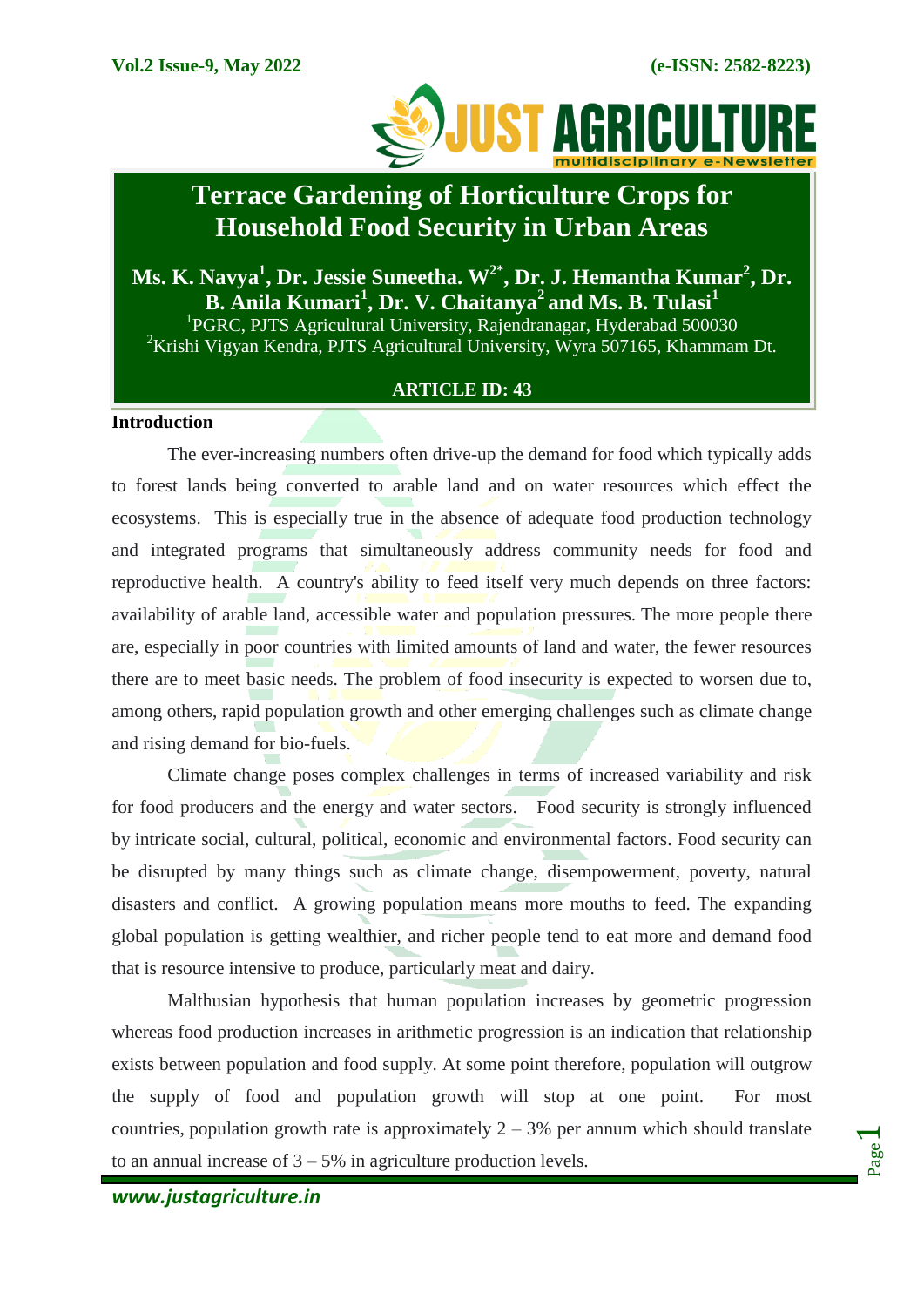# Terrace Gardening of Horticulture Crops for Household Food Security in Urban Areas

**Ms. K. Navya[1], Dr. Jessie Suneetha. W[2*], Dr. J. Hemantha Kumar[2], Dr. B. Anila Kumari[1], Dr. V. Chaitanya[2] and Ms. B. Tulasi[1]**

[1]PGRC, PJTS Agricultural University, Rajendranagar, Hyderabad 500030

[2]Krishi Vigyan Kendra, PJTS Agricultural University, Wyra 507165, Khammam Dt.

**ARTICLE ID: 43**

## Introduction

The ever-increasing numbers often drive-up the demand for food which typically adds to forest lands being converted to arable land and on water resources which effect the ecosystems. This is especially true in the absence of adequate food production technology and integrated programs that simultaneously address community needs for food and reproductive health. A country's ability to feed itself very much depends on three factors: availability of arable land, accessible water and population pressures. The more people there are, especially in poor countries with limited amounts of land and water, the fewer resources there are to meet basic needs. The problem of food insecurity is expected to worsen due to, among others, rapid population growth and other emerging challenges such as climate change and rising demand for bio-fuels.

Climate change poses complex challenges in terms of increased variability and risk for food producers and the energy and water sectors. Food security is strongly influenced by intricate social, cultural, political, economic and environmental factors. Food security can be disrupted by many things such as climate change, disempowerment, poverty, natural disasters and conflict. A growing population means more mouths to feed. The expanding global population is getting wealthier, and richer people tend to eat more and demand food that is resource intensive to produce, particularly meat and dairy.

Malthusian hypothesis that human population increases by geometric progression whereas food production increases in arithmetic progression is an indication that relationship exists between population and food supply. At some point therefore, population will outgrow the supply of food and population growth will stop at one point. For most countries, population growth rate is approximately 2 – 3% per annum which should translate to an annual increase of 3 – 5% in agriculture production levels.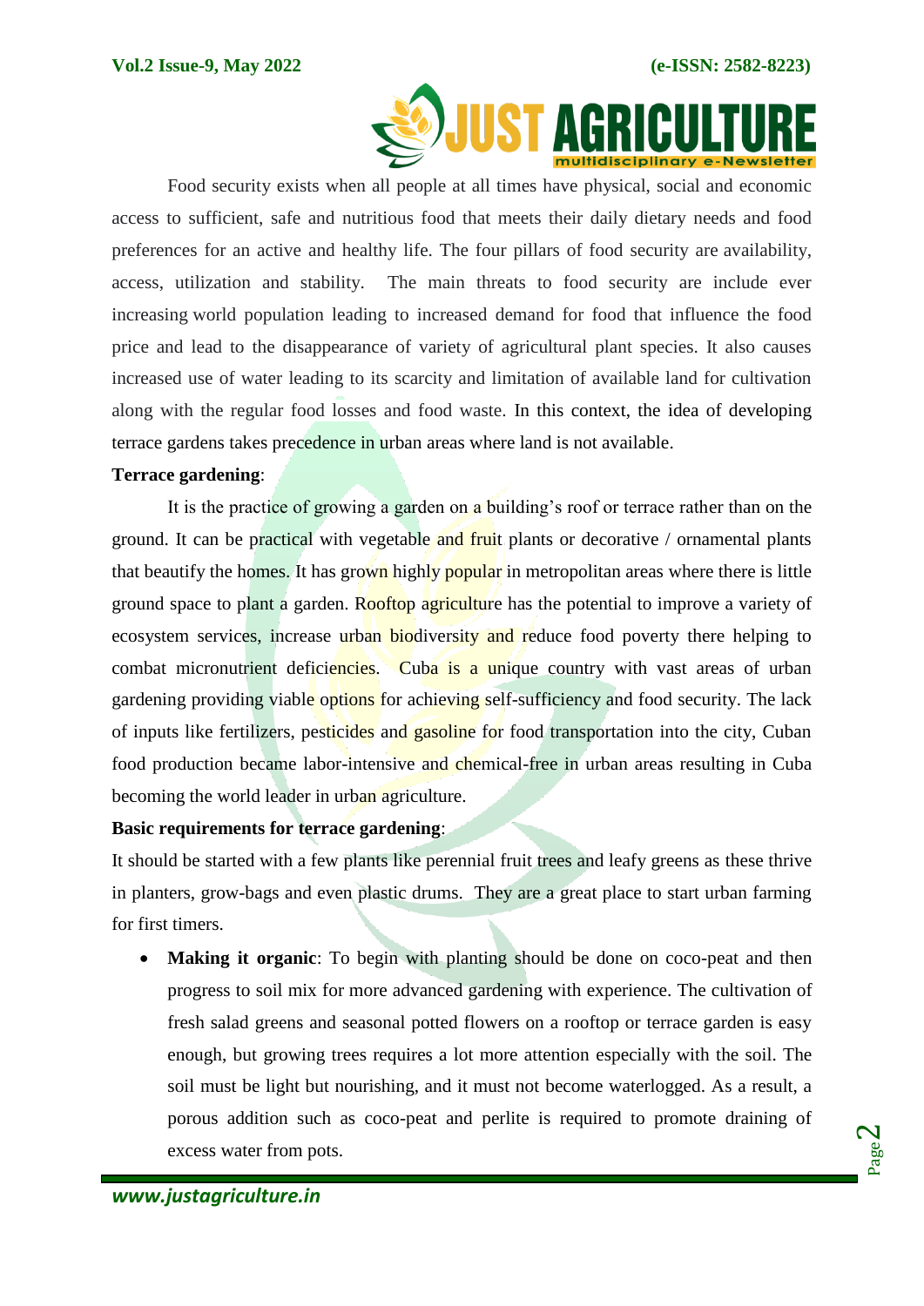Food security exists when all people at all times have physical, social and economic access to sufficient, safe and nutritious food that meets their daily dietary needs and food preferences for an active and healthy life. The four pillars of food security are availability, access, utilization and stability. The main threats to food security are include ever increasing world population leading to increased demand for food that influence the food price and lead to the disappearance of variety of agricultural plant species. It also causes increased use of water leading to its scarcity and limitation of available land for cultivation along with the regular food losses and food waste. In this context, the idea of developing terrace gardens takes precedence in urban areas where land is not available.

**Terrace gardening**:

It is the practice of growing a garden on a building's roof or terrace rather than on the ground. It can be practical with vegetable and fruit plants or decorative / ornamental plants that beautify the homes. It has grown highly popular in metropolitan areas where there is little ground space to plant a garden. Rooftop agriculture has the potential to improve a variety of ecosystem services, increase urban biodiversity and reduce food poverty there helping to combat micronutrient deficiencies. Cuba is a unique country with vast areas of urban gardening providing viable options for achieving self-sufficiency and food security. The lack of inputs like fertilizers, pesticides and gasoline for food transportation into the city, Cuban food production became labor-intensive and chemical-free in urban areas resulting in Cuba becoming the world leader in urban agriculture.

**Basic requirements for terrace gardening**:

It should be started with a few plants like perennial fruit trees and leafy greens as these thrive in planters, grow-bags and even plastic drums. They are a great place to start urban farming for first timers.

- **Making it organic**: To begin with planting should be done on coco-peat and then progress to soil mix for more advanced gardening with experience. The cultivation of fresh salad greens and seasonal potted flowers on a rooftop or terrace garden is easy enough, but growing trees requires a lot more attention especially with the soil. The soil must be light but nourishing, and it must not become waterlogged. As a result, a porous addition such as coco-peat and perlite is required to promote draining of excess water from pots.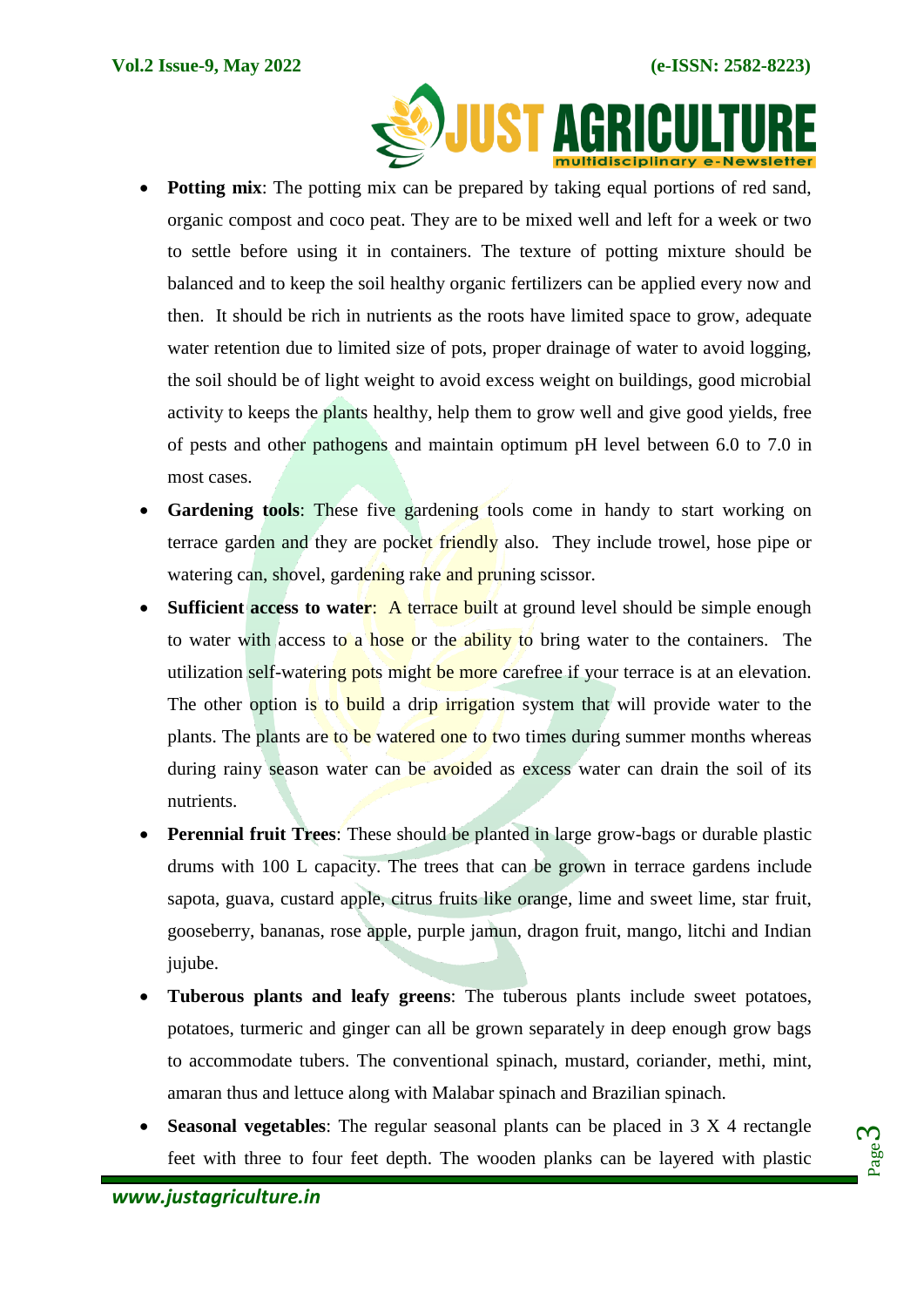- **Potting mix**: The potting mix can be prepared by taking equal portions of red sand, organic compost and coco peat. They are to be mixed well and left for a week or two to settle before using it in containers. The texture of potting mixture should be balanced and to keep the soil healthy organic fertilizers can be applied every now and then. It should be rich in nutrients as the roots have limited space to grow, adequate water retention due to limited size of pots, proper drainage of water to avoid logging, the soil should be of light weight to avoid excess weight on buildings, good microbial activity to keeps the plants healthy, help them to grow well and give good yields, free of pests and other pathogens and maintain optimum pH level between 6.0 to 7.0 in most cases.
- **Gardening tools**: These five gardening tools come in handy to start working on terrace garden and they are pocket friendly also. They include trowel, hose pipe or watering can, shovel, gardening rake and pruning scissor.
- **Sufficient access to water**: A terrace built at ground level should be simple enough to water with access to a hose or the ability to bring water to the containers. The utilization self-watering pots might be more carefree if your terrace is at an elevation. The other option is to build a drip irrigation system that will provide water to the plants. The plants are to be watered one to two times during summer months whereas during rainy season water can be avoided as excess water can drain the soil of its nutrients.
- **Perennial fruit Trees**: These should be planted in large grow-bags or durable plastic drums with 100 L capacity. The trees that can be grown in terrace gardens include sapota, guava, custard apple, citrus fruits like orange, lime and sweet lime, star fruit, gooseberry, bananas, rose apple, purple jamun, dragon fruit, mango, litchi and Indian jujube.
- **Tuberous plants and leafy greens**: The tuberous plants include sweet potatoes, potatoes, turmeric and ginger can all be grown separately in deep enough grow bags to accommodate tubers. The conventional spinach, mustard, coriander, methi, mint, amaran thus and lettuce along with Malabar spinach and Brazilian spinach.
- **Seasonal vegetables**: The regular seasonal plants can be placed in 3 X 4 rectangle feet with three to four feet depth. The wooden planks can be layered with plastic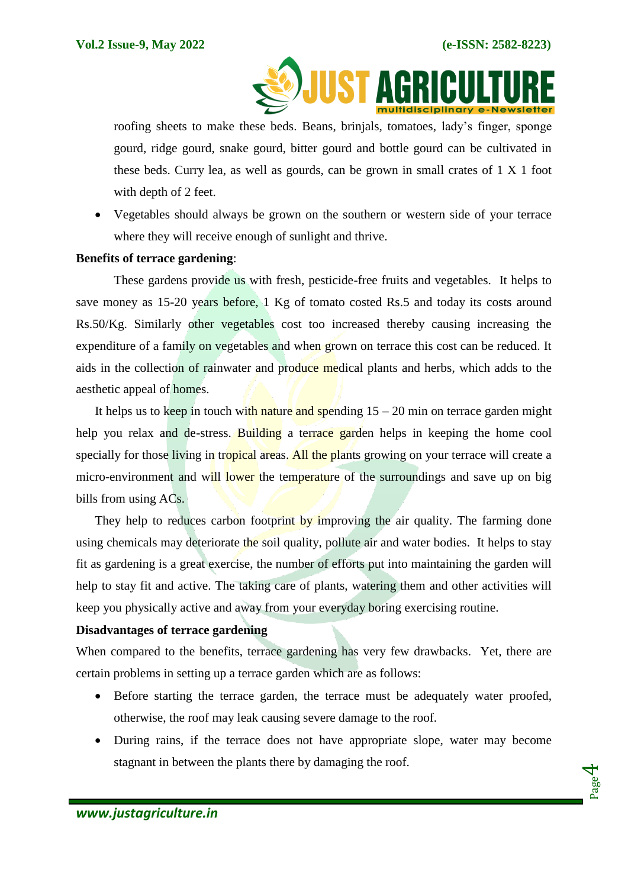roofing sheets to make these beds. Beans, brinjals, tomatoes, lady's finger, sponge gourd, ridge gourd, snake gourd, bitter gourd and bottle gourd can be cultivated in these beds. Curry lea, as well as gourds, can be grown in small crates of 1 X 1 foot with depth of 2 feet.

- Vegetables should always be grown on the southern or western side of your terrace where they will receive enough of sunlight and thrive.

**Benefits of terrace gardening**:

These gardens provide us with fresh, pesticide-free fruits and vegetables. It helps to save money as 15-20 years before, 1 Kg of tomato costed Rs.5 and today its costs around Rs.50/Kg. Similarly other vegetables cost too increased thereby causing increasing the expenditure of a family on vegetables and when grown on terrace this cost can be reduced. It aids in the collection of rainwater and produce medical plants and herbs, which adds to the aesthetic appeal of homes.

It helps us to keep in touch with nature and spending 15 – 20 min on terrace garden might help you relax and de-stress. Building a terrace garden helps in keeping the home cool specially for those living in tropical areas. All the plants growing on your terrace will create a micro-environment and will lower the temperature of the surroundings and save up on big bills from using ACs.

They help to reduces carbon footprint by improving the air quality. The farming done using chemicals may deteriorate the soil quality, pollute air and water bodies. It helps to stay fit as gardening is a great exercise, the number of efforts put into maintaining the garden will help to stay fit and active. The taking care of plants, watering them and other activities will keep you physically active and away from your everyday boring exercising routine.

**Disadvantages of terrace gardening**

When compared to the benefits, terrace gardening has very few drawbacks. Yet, there are certain problems in setting up a terrace garden which are as follows:

- Before starting the terrace garden, the terrace must be adequately water proofed, otherwise, the roof may leak causing severe damage to the roof.
- During rains, if the terrace does not have appropriate slope, water may become stagnant in between the plants there by damaging the roof.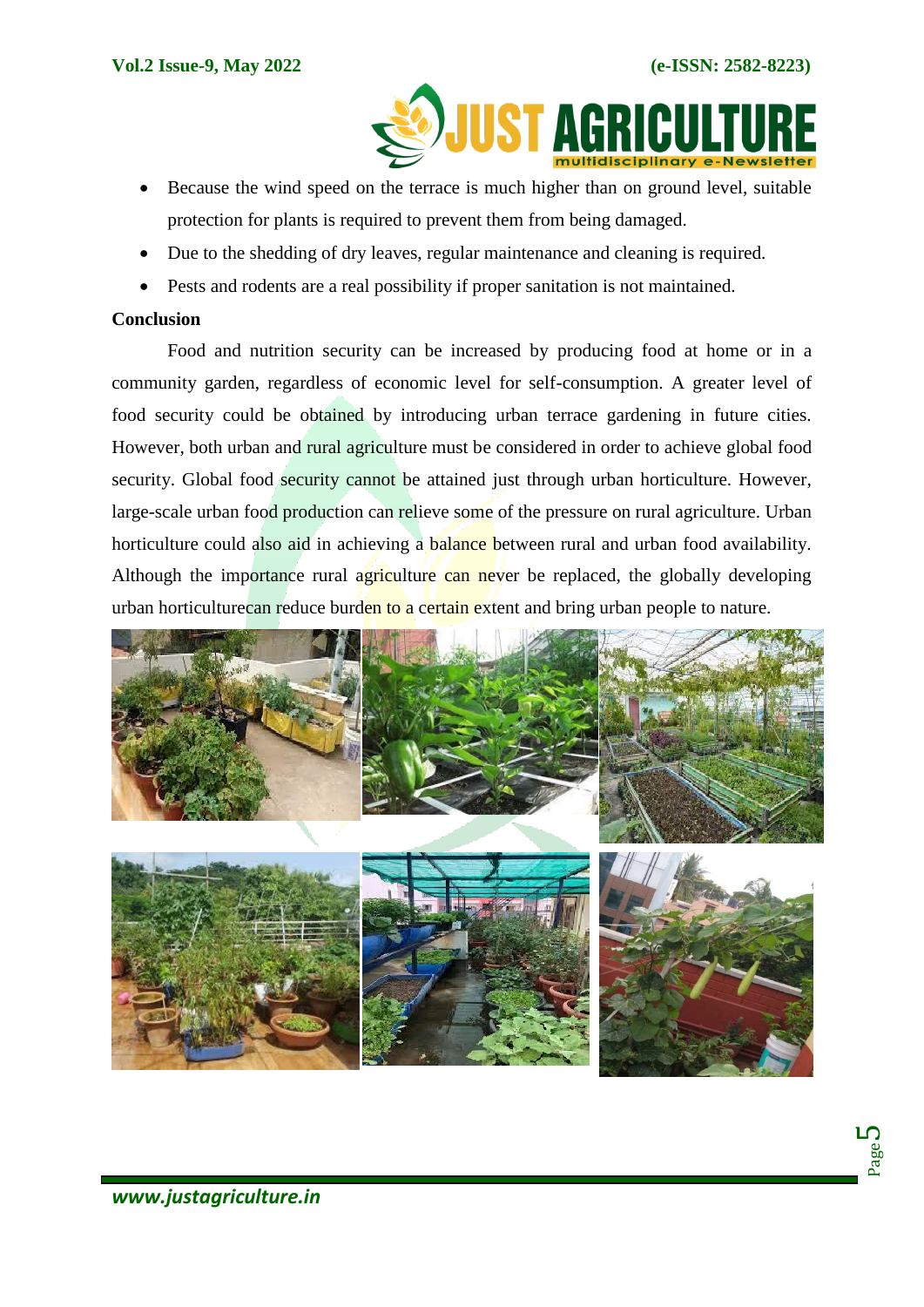- Because the wind speed on the terrace is much higher than on ground level, suitable protection for plants is required to prevent them from being damaged.
- Due to the shedding of dry leaves, regular maintenance and cleaning is required.
- Pests and rodents are a real possibility if proper sanitation is not maintained.

**Conclusion**

Food and nutrition security can be increased by producing food at home or in a community garden, regardless of economic level for self-consumption. A greater level of food security could be obtained by introducing urban terrace gardening in future cities. However, both urban and rural agriculture must be considered in order to achieve global food security. Global food security cannot be attained just through urban horticulture. However, large-scale urban food production can relieve some of the pressure on rural agriculture. Urban horticulture could also aid in achieving a balance between rural and urban food availability. Although the importance rural agriculture can never be replaced, the globally developing urban horticulturecan reduce burden to a certain extent and bring urban people to nature.